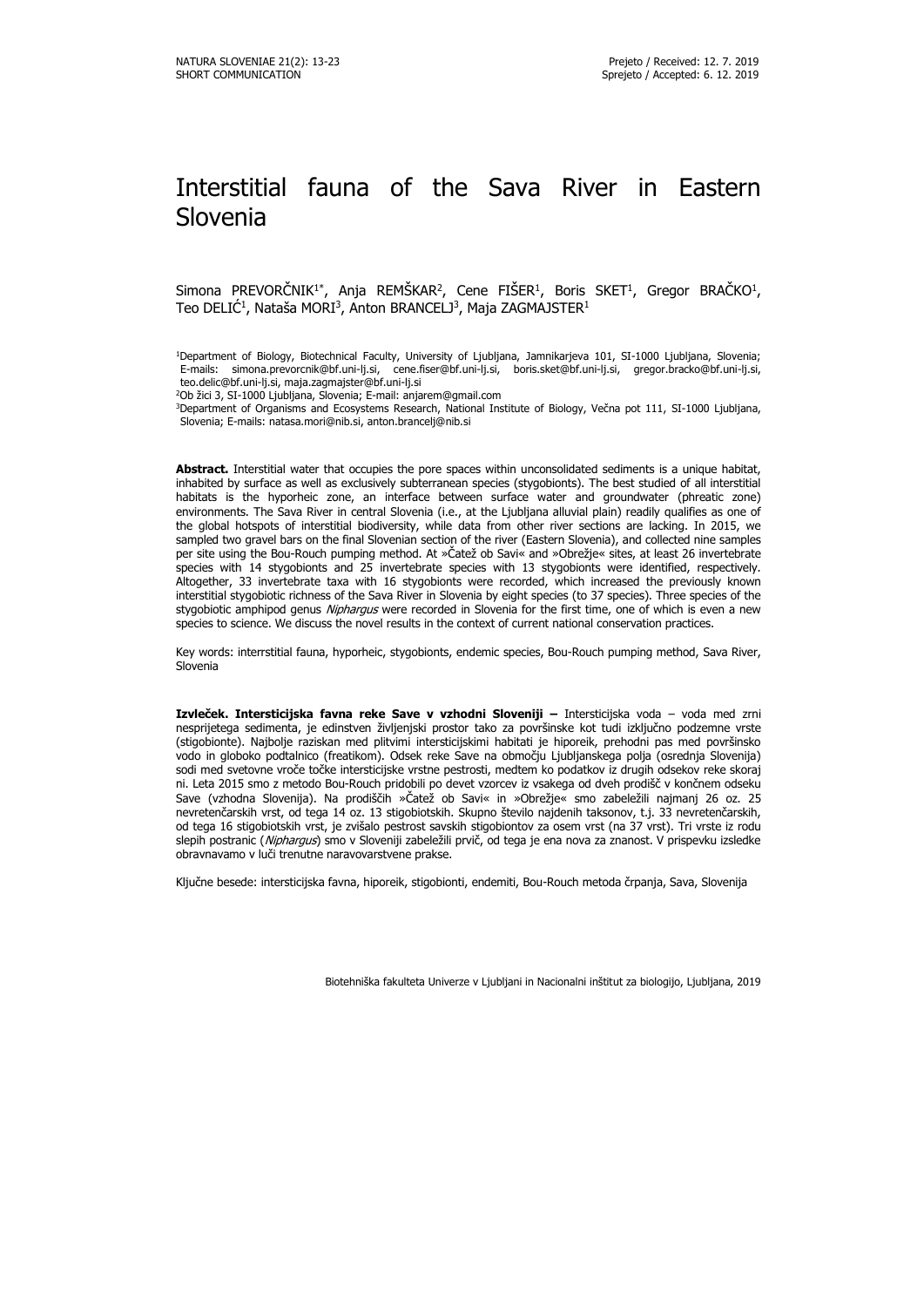SHORT COMMUNICATION

Prejeto / Received: 12. 7. 2019
Sprejeto / Accepted: 6. 12. 2019

# Interstitial fauna of the Sava River in Eastern Slovenia

Simona PREVORČNIK[1*], Anja REMŠKAR[2], Cene FIŠER[1], Boris SKET[1], Gregor BRAČKO[1], Teo DELIĆ[1], Nataša MORI[3], Anton BRANCELJ[3], Maja ZAGMAJSTER[1]

[1]Department of Biology, Biotechnical Faculty, University of Ljubljana, Jamnikarjeva 101, SI-1000 Ljubljana, Slovenia; E-mails: simona.prevorcnik@bf.uni-lj.si, cene.fiser@bf.uni-lj.si, boris.sket@bf.uni-lj.si, gregor.bracko@bf.uni-lj.si, teo.delic@bf.uni-lj.si, maja.zagmajster@bf.uni-lj.si

[2]Ob žici 3, SI-1000 Ljubljana, Slovenia; E-mail: anjarem@gmail.com

[3]Department of Organisms and Ecosystems Research, National Institute of Biology, Večna pot 111, SI-1000 Ljubljana, Slovenia; E-mails: natasa.mori@nib.si, anton.brancelj@nib.si

**Abstract.** Interstitial water that occupies the pore spaces within unconsolidated sediments is a unique habitat, inhabited by surface as well as exclusively subterranean species (stygobionts). The best studied of all interstitial habitats is the hyporheic zone, an interface between surface water and groundwater (phreatic zone) environments. The Sava River in central Slovenia (i.e., at the Ljubljana alluvial plain) readily qualifies as one of the global hotspots of interstitial biodiversity, while data from other river sections are lacking. In 2015, we sampled two gravel bars on the final Slovenian section of the river (Eastern Slovenia), and collected nine samples per site using the Bou-Rouch pumping method. At »Čatež ob Savi« and »Obrežje« sites, at least 26 invertebrate species with 14 stygobionts and 25 invertebrate species with 13 stygobionts were identified, respectively. Altogether, 33 invertebrate taxa with 16 stygobionts were recorded, which increased the previously known interstitial stygobiotic richness of the Sava River in Slovenia by eight species (to 37 species). Three species of the stygobiotic amphipod genus *Niphargus* were recorded in Slovenia for the first time, one of which is even a new species to science. We discuss the novel results in the context of current national conservation practices.

Key words: interrstitial fauna, hyporheic, stygobionts, endemic species, Bou-Rouch pumping method, Sava River, Slovenia

**Izvleček. Intersticijska favna reke Save v vzhodni Sloveniji –** Intersticijska voda – voda med zrni nesprijetega sedimenta, je edinstven življenjski prostor tako za površinske kot tudi izključno podzemne vrste (stigobionte). Najbolje raziskan med plitvimi intersticijskimi habitati je hiporeik, prehodni pas med površinsko vodo in globoko podtalnico (freatikom). Odsek reke Save na območju Ljubljanskega polja (osrednja Slovenija) sodi med svetovne vroče točke intersticijske vrstne pestrosti, medtem ko podatkov iz drugih odsekov reke skoraj ni. Leta 2015 smo z metodo Bou-Rouch pridobili po devet vzorcev iz vsakega od dveh prodišč v končnem odseku Save (vzhodna Slovenija). Na prodiščih »Čatež ob Savi« in »Obrežje« smo zabeležili najmanj 26 oz. 25 nevretenčarskih vrst, od tega 14 oz. 13 stigobiotskih. Skupno število najdenih taksonov, t.j. 33 nevretenčarskih, od tega 16 stigobiotskih vrst, je zvišalo pestrost savskih stigobiontov za osem vrst (na 37 vrst). Tri vrste iz rodu slepih postranic (*Niphargus*) smo v Sloveniji zabeležili prvič, od tega je ena nova za znanost. V prispevku izsledke obravnavamo v luči trenutne naravovarstvene prakse.

Ključne besede: intersticijska favna, hiporeik, stigobionti, endemiti, Bou-Rouch metoda črpanja, Sava, Slovenija

Biotehniška fakulteta Univerze v Ljubljani in Nacionalni inštitut za biologijo, Ljubljana, 2019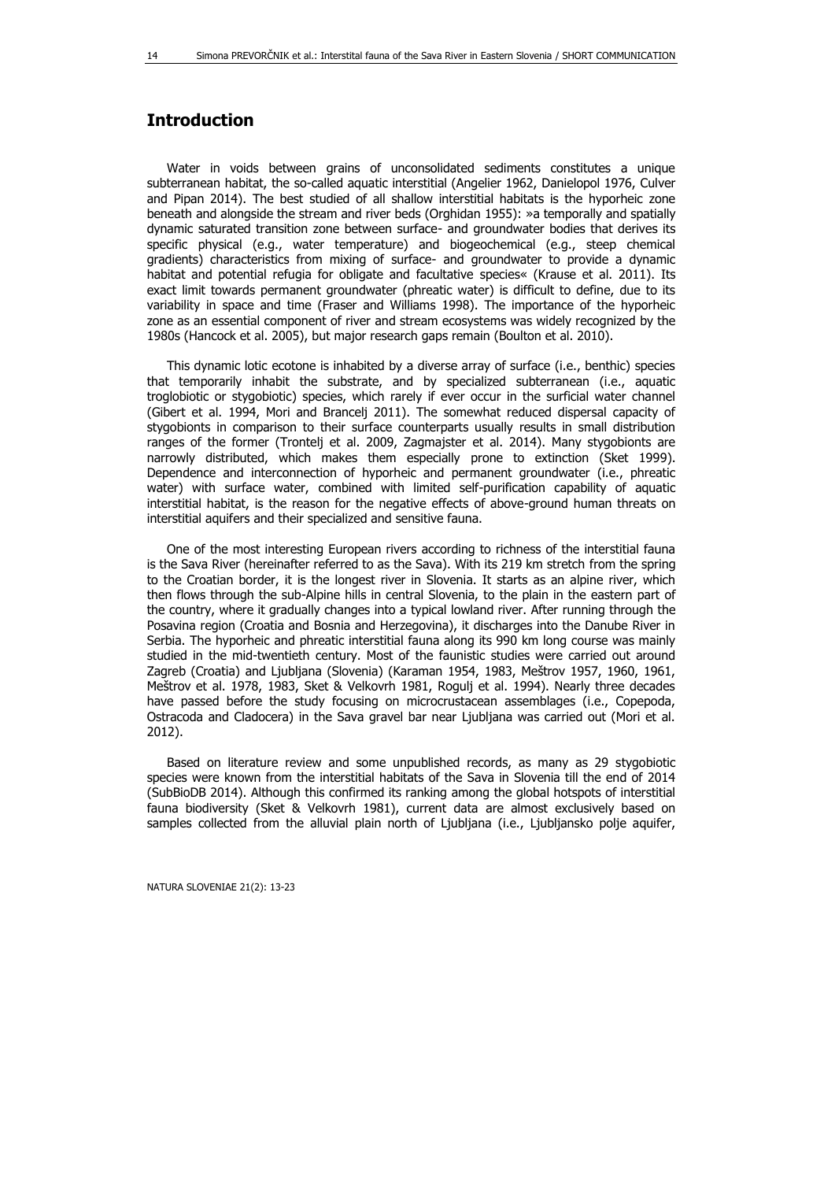## Introduction

Water in voids between grains of unconsolidated sediments constitutes a unique subterranean habitat, the so-called aquatic interstitial (Angelier 1962, Danielopol 1976, Culver and Pipan 2014). The best studied of all shallow interstitial habitats is the hyporheic zone beneath and alongside the stream and river beds (Orghidan 1955): »a temporally and spatially dynamic saturated transition zone between surface- and groundwater bodies that derives its specific physical (e.g., water temperature) and biogeochemical (e.g., steep chemical gradients) characteristics from mixing of surface- and groundwater to provide a dynamic habitat and potential refugia for obligate and facultative species« (Krause et al. 2011). Its exact limit towards permanent groundwater (phreatic water) is difficult to define, due to its variability in space and time (Fraser and Williams 1998). The importance of the hyporheic zone as an essential component of river and stream ecosystems was widely recognized by the 1980s (Hancock et al. 2005), but major research gaps remain (Boulton et al. 2010).

This dynamic lotic ecotone is inhabited by a diverse array of surface (i.e., benthic) species that temporarily inhabit the substrate, and by specialized subterranean (i.e., aquatic troglobiotic or stygobiotic) species, which rarely if ever occur in the surficial water channel (Gibert et al. 1994, Mori and Brancelj 2011). The somewhat reduced dispersal capacity of stygobionts in comparison to their surface counterparts usually results in small distribution ranges of the former (Trontelj et al. 2009, Zagmajster et al. 2014). Many stygobionts are narrowly distributed, which makes them especially prone to extinction (Sket 1999). Dependence and interconnection of hyporheic and permanent groundwater (i.e., phreatic water) with surface water, combined with limited self-purification capability of aquatic interstitial habitat, is the reason for the negative effects of above-ground human threats on interstitial aquifers and their specialized and sensitive fauna.

One of the most interesting European rivers according to richness of the interstitial fauna is the Sava River (hereinafter referred to as the Sava). With its 219 km stretch from the spring to the Croatian border, it is the longest river in Slovenia. It starts as an alpine river, which then flows through the sub-Alpine hills in central Slovenia, to the plain in the eastern part of the country, where it gradually changes into a typical lowland river. After running through the Posavina region (Croatia and Bosnia and Herzegovina), it discharges into the Danube River in Serbia. The hyporheic and phreatic interstitial fauna along its 990 km long course was mainly studied in the mid-twentieth century. Most of the faunistic studies were carried out around Zagreb (Croatia) and Ljubljana (Slovenia) (Karaman 1954, 1983, Meštrov 1957, 1960, 1961, Meštrov et al. 1978, 1983, Sket & Velkovrh 1981, Rogulj et al. 1994). Nearly three decades have passed before the study focusing on microcrustacean assemblages (i.e., Copepoda, Ostracoda and Cladocera) in the Sava gravel bar near Ljubljana was carried out (Mori et al. 2012).

Based on literature review and some unpublished records, as many as 29 stygobiotic species were known from the interstitial habitats of the Sava in Slovenia till the end of 2014 (SubBioDB 2014). Although this confirmed its ranking among the global hotspots of interstitial fauna biodiversity (Sket & Velkovrh 1981), current data are almost exclusively based on samples collected from the alluvial plain north of Ljubljana (i.e., Ljubljansko polje aquifer,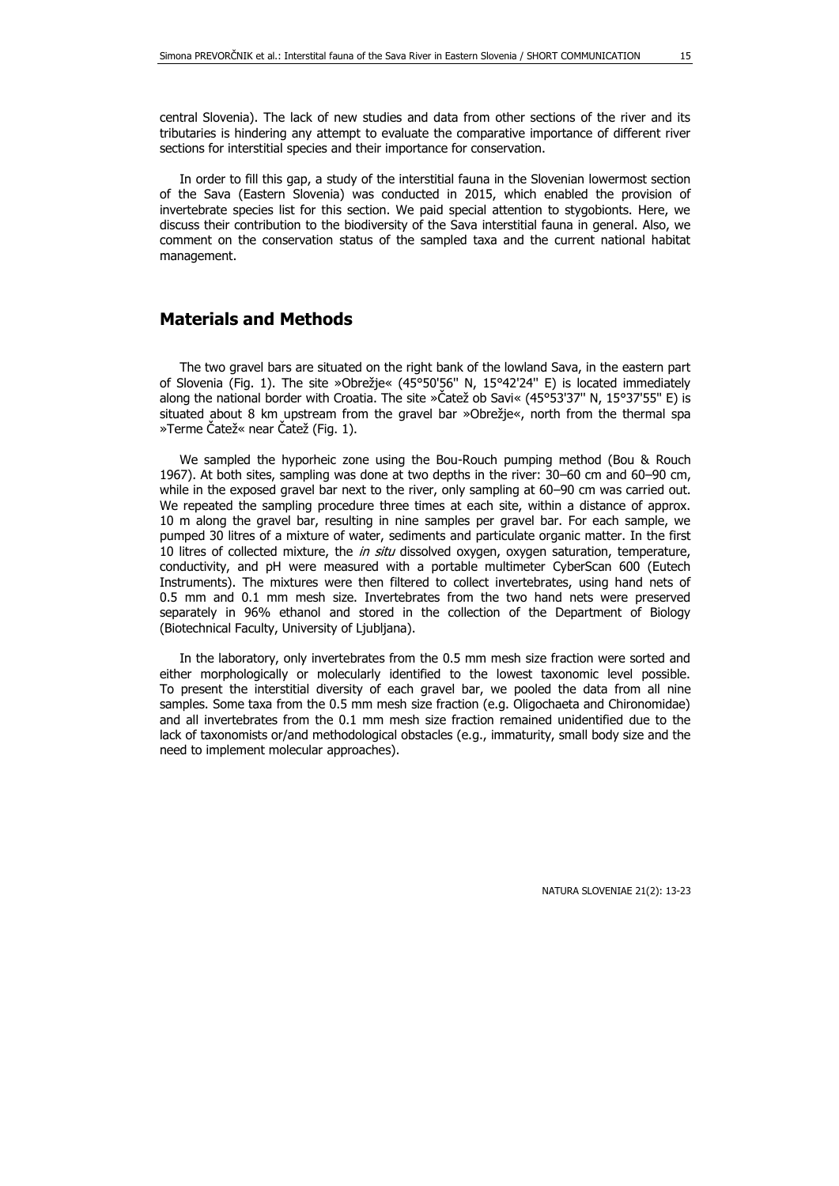central Slovenia). The lack of new studies and data from other sections of the river and its tributaries is hindering any attempt to evaluate the comparative importance of different river sections for interstitial species and their importance for conservation.

In order to fill this gap, a study of the interstitial fauna in the Slovenian lowermost section of the Sava (Eastern Slovenia) was conducted in 2015, which enabled the provision of invertebrate species list for this section. We paid special attention to stygobionts. Here, we discuss their contribution to the biodiversity of the Sava interstitial fauna in general. Also, we comment on the conservation status of the sampled taxa and the current national habitat management.

## Materials and Methods

The two gravel bars are situated on the right bank of the lowland Sava, in the eastern part of Slovenia (Fig. 1). The site »Obrežje« (45°50'56'' N, 15°42'24'' E) is located immediately along the national border with Croatia. The site »Čatež ob Savi« (45°53'37'' N, 15°37'55'' E) is situated about 8 km upstream from the gravel bar »Obrežje«, north from the thermal spa »Terme Čatež« near Čatež (Fig. 1).

We sampled the hyporheic zone using the Bou-Rouch pumping method (Bou & Rouch 1967). At both sites, sampling was done at two depths in the river: 30–60 cm and 60–90 cm, while in the exposed gravel bar next to the river, only sampling at 60–90 cm was carried out. We repeated the sampling procedure three times at each site, within a distance of approx. 10 m along the gravel bar, resulting in nine samples per gravel bar. For each sample, we pumped 30 litres of a mixture of water, sediments and particulate organic matter. In the first 10 litres of collected mixture, the *in situ* dissolved oxygen, oxygen saturation, temperature, conductivity, and pH were measured with a portable multimeter CyberScan 600 (Eutech Instruments). The mixtures were then filtered to collect invertebrates, using hand nets of 0.5 mm and 0.1 mm mesh size. Invertebrates from the two hand nets were preserved separately in 96% ethanol and stored in the collection of the Department of Biology (Biotechnical Faculty, University of Ljubljana).

In the laboratory, only invertebrates from the 0.5 mm mesh size fraction were sorted and either morphologically or molecularly identified to the lowest taxonomic level possible. To present the interstitial diversity of each gravel bar, we pooled the data from all nine samples. Some taxa from the 0.5 mm mesh size fraction (e.g. Oligochaeta and Chironomidae) and all invertebrates from the 0.1 mm mesh size fraction remained unidentified due to the lack of taxonomists or/and methodological obstacles (e.g., immaturity, small body size and the need to implement molecular approaches).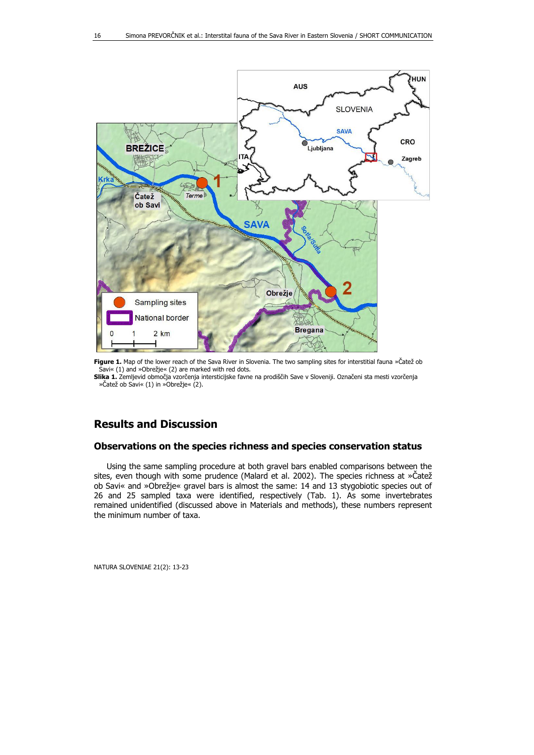**Figure 1.** Map of the lower reach of the Sava River in Slovenia. The two sampling sites for interstitial fauna »Čatež ob Savi« (1) and »Obrežje« (2) are marked with red dots.
**Slika 1.** Zemljevid območja vzorčenja intersticijske favne na prodiščih Save v Sloveniji. Označeni sta mesti vzorčenja »Čatež ob Savi« (1) in »Obrežje« (2).

## Results and Discussion

### Observations on the species richness and species conservation status

Using the same sampling procedure at both gravel bars enabled comparisons between the sites, even though with some prudence (Malard et al. 2002). The species richness at »Čatež ob Savi« and »Obrežje« gravel bars is almost the same: 14 and 13 stygobiotic species out of 26 and 25 sampled taxa were identified, respectively (Tab. 1). As some invertebrates remained unidentified (discussed above in Materials and methods), these numbers represent the minimum number of taxa.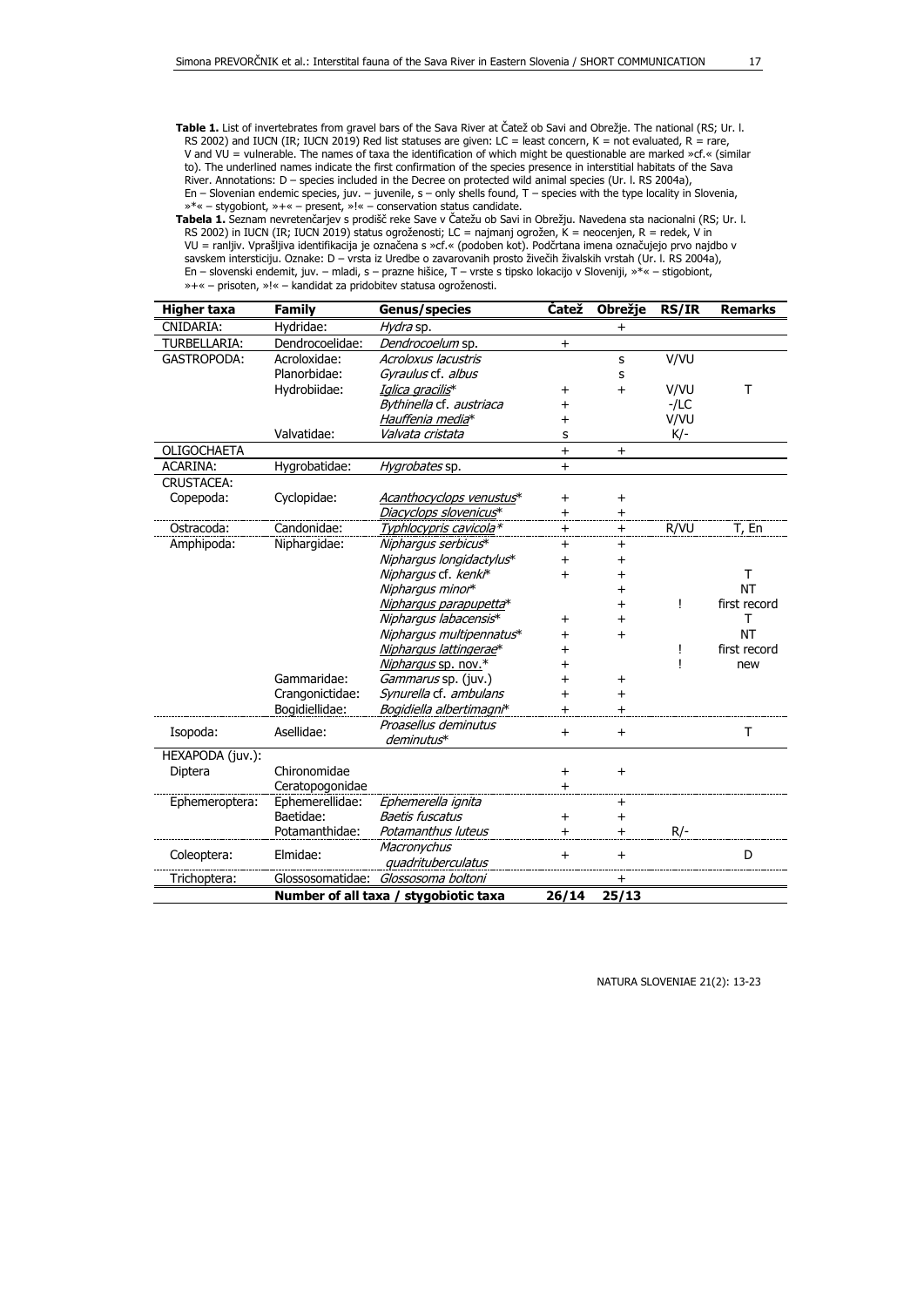**Table 1.** List of invertebrates from gravel bars of the Sava River at Čatež ob Savi and Obrežje. The national (RS; Ur. l. RS 2002) and IUCN (IR; IUCN 2019) Red list statuses are given: LC = least concern, K = not evaluated, R = rare, V and VU = vulnerable. The names of taxa the identification of which might be questionable are marked »cf.« (similar to). The underlined names indicate the first confirmation of the species presence in interstitial habitats of the Sava River. Annotations: D – species included in the Decree on protected wild animal species (Ur. l. RS 2004a), En – Slovenian endemic species, juv. – juvenile, s – only shells found, T – species with the type locality in Slovenia, »*« – stygobiont, »+« – present, »!« – conservation status candidate.

**Tabela 1.** Seznam nevretenčarjev s prodišč reke Save v Čatežu ob Savi in Obrežju. Navedena sta nacionalni (RS; Ur. l. RS 2002) in IUCN (IR; IUCN 2019) status ogroženosti; LC = najmanj ogrožen, K = neocenjen, R = redek, V in VU = ranljiv. Vprašljiva identifikacija je označena s »cf.« (podoben kot). Podčrtana imena označujejo prvo najdbo v savskem intersticiju. Oznake: D – vrsta iz Uredbe o zavarovanih prosto živečih živalskih vrstah (Ur. l. RS 2004a), En – slovenski endemit, juv. – mladi, s – prazne hišice, T – vrste s tipsko lokacijo v Sloveniji, »*« – stigobiont, »+« – prisoten, »!« – kandidat za pridobitev statusa ogroženosti.

| Higher taxa | Family | Genus/species | Čatež | Obrežje | RS/IR | Remarks |
|---|---|---|---|---|---|---|
| CNIDARIA: | Hydridae: | *Hydra* sp. | | + | | |
| TURBELLARIA: | Dendrocoelidae: | *Dendrocoelum* sp. | + | | | |
| GASTROPODA: | Acroloxidae: | *Acroloxus lacustris* | | s | V/VU | |
| | Planorbidae: | *Gyraulus* cf. *albus* | | s | | |
| | Hydrobiidae: | <u>*Iglica gracilis*</u>* | + | + | V/VU | T |
| | | *Bythinella* cf. *austriaca* | + | | -/LC | |
| | | <u>*Hauffenia media*</u>* | + | | V/VU | |
| | Valvatidae: | *Valvata cristata* | s | | K/- | |
| OLIGOCHAETA | | | + | + | | |
| ACARINA: | Hygrobatidae: | *Hygrobates* sp. | + | | | |
| CRUSTACEA: | | | | | | |
| Copepoda: | Cyclopidae: | <u>*Acanthocyclops venustus*</u>* | + | + | | |
| | | <u>*Diacyclops slovenicus*</u>* | + | + | | |
| Ostracoda: | Candonidae: | <u>*Typhlocypris cavicola*</u>* | + | + | R/VU | T, En |
| Amphipoda: | Niphargidae: | *Niphargus serbicus** | + | + | | |
| | | *Niphargus longidactylus** | + | + | | |
| | | *Niphargus* cf. *kenki** | + | + | | T |
| | | *Niphargus minor** | | + | | NT |
| | | <u>*Niphargus parapupetta*</u>* | | + | ! | first record |
| | | *Niphargus labacensis** | + | + | | T |
| | | *Niphargus multipennatus** | + | + | | NT |
| | | <u>*Niphargus lattingerae*</u>* | + | | ! | first record |
| | | <u>*Niphargus* sp. nov.</u>* | + | | ! | new |
| | Gammaridae: | *Gammarus* sp. (juv.) | + | + | | |
| | Crangonictidae: | *Synurella* cf. *ambulans* | + | + | | |
| | Bogidiellidae: | <u>*Bogidiella albertimagni*</u>* | + | + | | |
| Isopoda: | Asellidae: | *Proasellus deminutus deminutus** | + | + | | T |
| HEXAPODA (juv.): | | | | | | |
| Diptera | Chironomidae | | + | + | | |
| | Ceratopogonidae | | + | | | |
| Ephemeroptera: | Ephemerellidae: | *Ephemerella ignita* | | + | | |
| | Baetidae: | *Baetis fuscatus* | + | + | | |
| | Potamanthidae: | *Potamanthus luteus* | + | + | R/- | |
| Coleoptera: | Elmidae: | *Macronychus quadrituberculatus* | + | + | | D |
| Trichoptera: | Glossosomatidae: | *Glossosoma boltoni* | | + | | |
| | | **Number of all taxa / stygobiotic taxa** | **26/14** | **25/13** | | |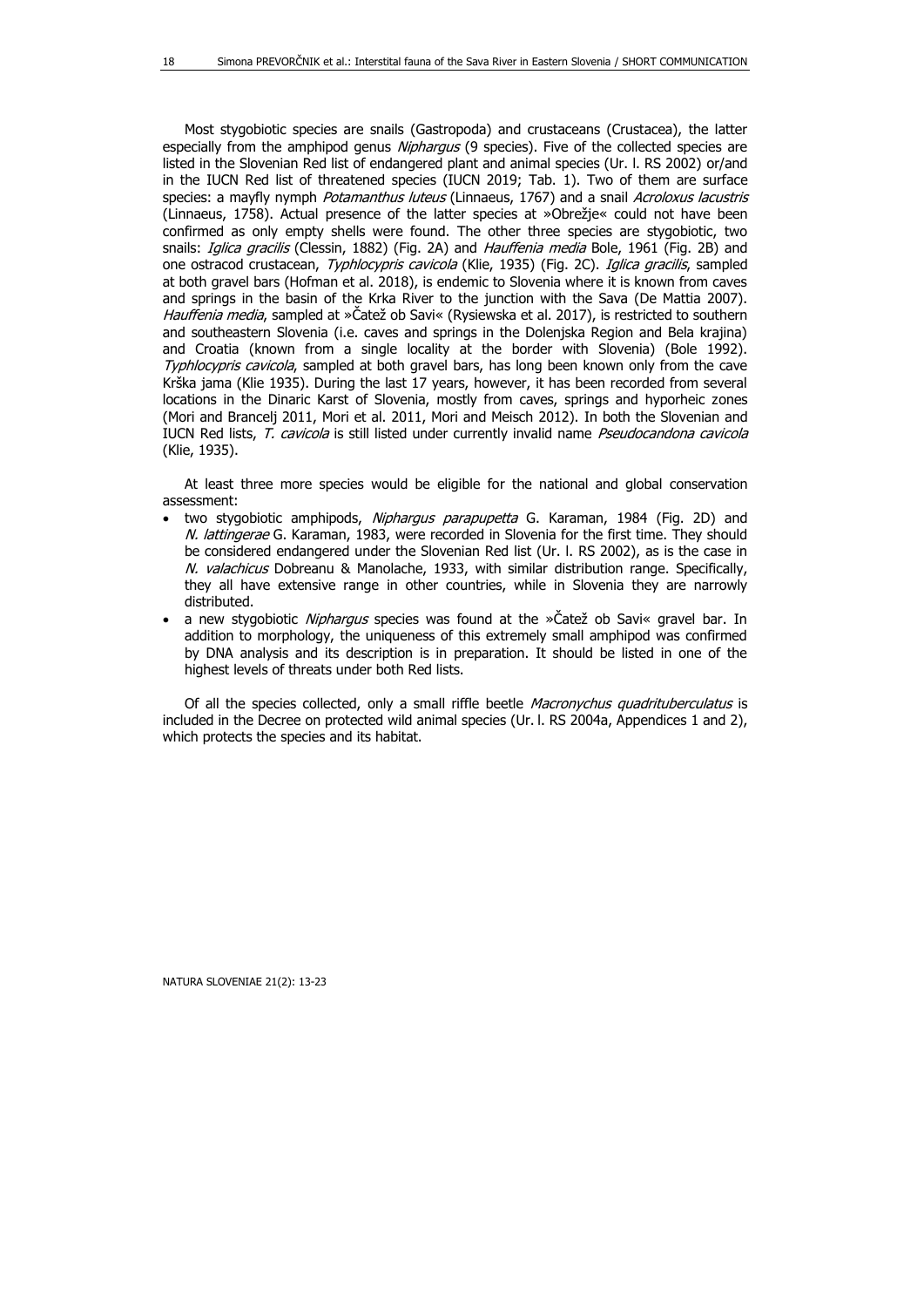Most stygobiotic species are snails (Gastropoda) and crustaceans (Crustacea), the latter especially from the amphipod genus *Niphargus* (9 species). Five of the collected species are listed in the Slovenian Red list of endangered plant and animal species (Ur. l. RS 2002) or/and in the IUCN Red list of threatened species (IUCN 2019; Tab. 1). Two of them are surface species: a mayfly nymph *Potamanthus luteus* (Linnaeus, 1767) and a snail *Acroloxus lacustris* (Linnaeus, 1758). Actual presence of the latter species at »Obrežje« could not have been confirmed as only empty shells were found. The other three species are stygobiotic, two snails: *Iglica gracilis* (Clessin, 1882) (Fig. 2A) and *Hauffenia media* Bole, 1961 (Fig. 2B) and one ostracod crustacean, *Typhlocypris cavicola* (Klie, 1935) (Fig. 2C). *Iglica gracilis*, sampled at both gravel bars (Hofman et al. 2018), is endemic to Slovenia where it is known from caves and springs in the basin of the Krka River to the junction with the Sava (De Mattia 2007). *Hauffenia media*, sampled at »Čatež ob Savi« (Rysiewska et al. 2017), is restricted to southern and southeastern Slovenia (i.e. caves and springs in the Dolenjska Region and Bela krajina) and Croatia (known from a single locality at the border with Slovenia) (Bole 1992). *Typhlocypris cavicola*, sampled at both gravel bars, has long been known only from the cave Krška jama (Klie 1935). During the last 17 years, however, it has been recorded from several locations in the Dinaric Karst of Slovenia, mostly from caves, springs and hyporheic zones (Mori and Brancelj 2011, Mori et al. 2011, Mori and Meisch 2012). In both the Slovenian and IUCN Red lists, *T. cavicola* is still listed under currently invalid name *Pseudocandona cavicola* (Klie, 1935).

At least three more species would be eligible for the national and global conservation assessment:

- two stygobiotic amphipods, *Niphargus parapupetta* G. Karaman, 1984 (Fig. 2D) and *N. lattingerae* G. Karaman, 1983, were recorded in Slovenia for the first time. They should be considered endangered under the Slovenian Red list (Ur. l. RS 2002), as is the case in *N. valachicus* Dobreanu & Manolache, 1933, with similar distribution range. Specifically, they all have extensive range in other countries, while in Slovenia they are narrowly distributed.
- a new stygobiotic *Niphargus* species was found at the »Čatež ob Savi« gravel bar. In addition to morphology, the uniqueness of this extremely small amphipod was confirmed by DNA analysis and its description is in preparation. It should be listed in one of the highest levels of threats under both Red lists.

Of all the species collected, only a small riffle beetle *Macronychus quadrituberculatus* is included in the Decree on protected wild animal species (Ur. l. RS 2004a, Appendices 1 and 2), which protects the species and its habitat.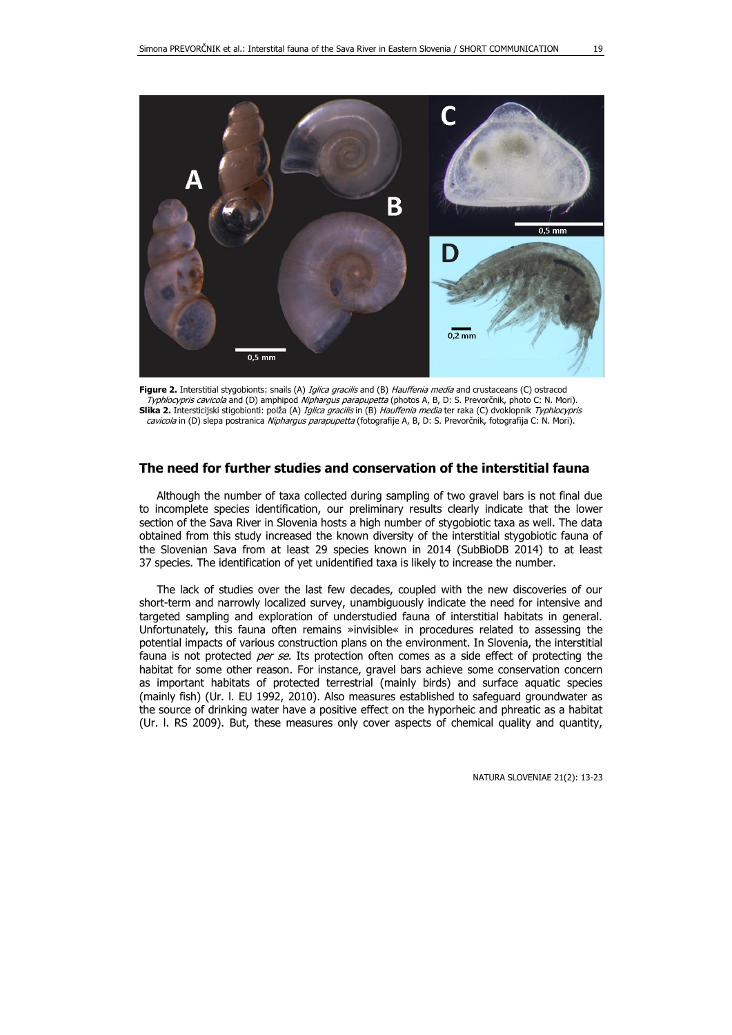**Figure 2.** Interstitial stygobionts: snails (A) *Iglica gracilis* and (B) *Hauffenia media* and crustaceans (C) ostracod *Typhlocypris cavicola* and (D) amphipod *Niphargus parapupetta* (photos A, B, D: S. Prevorčnik, photo C: N. Mori).
**Slika 2.** Intersticijski stigobionti: polža (A) *Iglica gracilis* in (B) *Hauffenia media* ter raka (C) dvoklopnik *Typhlocypris cavicola* in (D) slepa postranica *Niphargus parapupetta* (fotografije A, B, D: S. Prevorčnik, fotografija C: N. Mori).

## The need for further studies and conservation of the interstitial fauna

Although the number of taxa collected during sampling of two gravel bars is not final due to incomplete species identification, our preliminary results clearly indicate that the lower section of the Sava River in Slovenia hosts a high number of stygobiotic taxa as well. The data obtained from this study increased the known diversity of the interstitial stygobiotic fauna of the Slovenian Sava from at least 29 species known in 2014 (SubBioDB 2014) to at least 37 species. The identification of yet unidentified taxa is likely to increase the number.

The lack of studies over the last few decades, coupled with the new discoveries of our short-term and narrowly localized survey, unambiguously indicate the need for intensive and targeted sampling and exploration of understudied fauna of interstitial habitats in general. Unfortunately, this fauna often remains »invisible« in procedures related to assessing the potential impacts of various construction plans on the environment. In Slovenia, the interstitial fauna is not protected *per se*. Its protection often comes as a side effect of protecting the habitat for some other reason. For instance, gravel bars achieve some conservation concern as important habitats of protected terrestrial (mainly birds) and surface aquatic species (mainly fish) (Ur. l. EU 1992, 2010). Also measures established to safeguard groundwater as the source of drinking water have a positive effect on the hyporheic and phreatic as a habitat (Ur. l. RS 2009). But, these measures only cover aspects of chemical quality and quantity,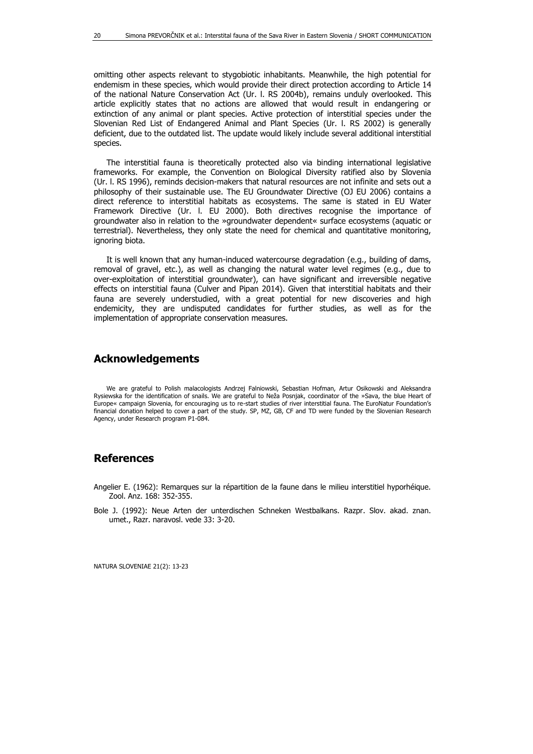omitting other aspects relevant to stygobiotic inhabitants. Meanwhile, the high potential for endemism in these species, which would provide their direct protection according to Article 14 of the national Nature Conservation Act (Ur. l. RS 2004b), remains unduly overlooked. This article explicitly states that no actions are allowed that would result in endangering or extinction of any animal or plant species. Active protection of interstitial species under the Slovenian Red List of Endangered Animal and Plant Species (Ur. l. RS 2002) is generally deficient, due to the outdated list. The update would likely include several additional interstitial species.

The interstitial fauna is theoretically protected also via binding international legislative frameworks. For example, the Convention on Biological Diversity ratified also by Slovenia (Ur. l. RS 1996), reminds decision-makers that natural resources are not infinite and sets out a philosophy of their sustainable use. The EU Groundwater Directive (OJ EU 2006) contains a direct reference to interstitial habitats as ecosystems. The same is stated in EU Water Framework Directive (Ur. l. EU 2000). Both directives recognise the importance of groundwater also in relation to the »groundwater dependent« surface ecosystems (aquatic or terrestrial). Nevertheless, they only state the need for chemical and quantitative monitoring, ignoring biota.

It is well known that any human-induced watercourse degradation (e.g., building of dams, removal of gravel, etc.), as well as changing the natural water level regimes (e.g., due to over-exploitation of interstitial groundwater), can have significant and irreversible negative effects on interstitial fauna (Culver and Pipan 2014). Given that interstitial habitats and their fauna are severely understudied, with a great potential for new discoveries and high endemicity, they are undisputed candidates for further studies, as well as for the implementation of appropriate conservation measures.

## Acknowledgements

We are grateful to Polish malacologists Andrzej Falniowski, Sebastian Hofman, Artur Osikowski and Aleksandra Rysiewska for the identification of snails. We are grateful to Neža Posnjak, coordinator of the »Sava, the blue Heart of Europe« campaign Slovenia, for encouraging us to re-start studies of river interstitial fauna. The EuroNatur Foundation's financial donation helped to cover a part of the study. SP, MZ, GB, CF and TD were funded by the Slovenian Research Agency, under Research program P1-084.

## References

Angelier E. (1962): Remarques sur la répartition de la faune dans le milieu interstitiel hyporhéique. Zool. Anz. 168: 352-355.

Bole J. (1992): Neue Arten der unterdischen Schneken Westbalkans. Razpr. Slov. akad. znan. umet., Razr. naravosl. vede 33: 3-20.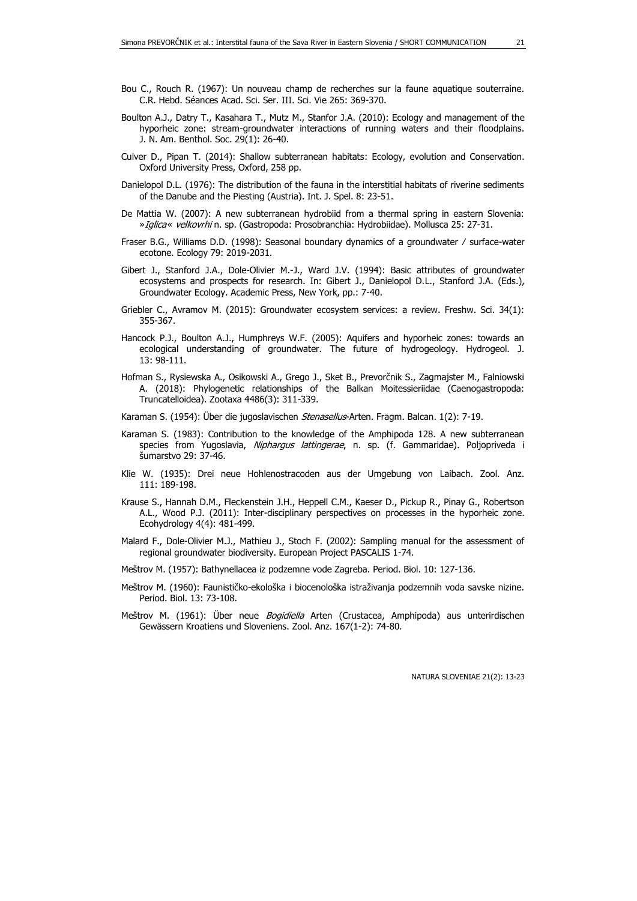Bou C., Rouch R. (1967): Un nouveau champ de recherches sur la faune aquatique souterraine. C.R. Hebd. Séances Acad. Sci. Ser. III. Sci. Vie 265: 369-370.

Boulton A.J., Datry T., Kasahara T., Mutz M., Stanfor J.A. (2010): Ecology and management of the hyporheic zone: stream-groundwater interactions of running waters and their floodplains. J. N. Am. Benthol. Soc. 29(1): 26-40.

Culver D., Pipan T. (2014): Shallow subterranean habitats: Ecology, evolution and Conservation. Oxford University Press, Oxford, 258 pp.

Danielopol D.L. (1976): The distribution of the fauna in the interstitial habitats of riverine sediments of the Danube and the Piesting (Austria). Int. J. Spel. 8: 23-51.

De Mattia W. (2007): A new subterranean hydrobiid from a thermal spring in eastern Slovenia: »*Iglica*« *velkovrhi* n. sp. (Gastropoda: Prosobranchia: Hydrobiidae). Mollusca 25: 27-31.

Fraser B.G., Williams D.D. (1998): Seasonal boundary dynamics of a groundwater / surface-water ecotone. Ecology 79: 2019-2031.

Gibert J., Stanford J.A., Dole-Olivier M.-J., Ward J.V. (1994): Basic attributes of groundwater ecosystems and prospects for research. In: Gibert J., Danielopol D.L., Stanford J.A. (Eds.), Groundwater Ecology. Academic Press, New York, pp.: 7-40.

Griebler C., Avramov M. (2015): Groundwater ecosystem services: a review. Freshw. Sci. 34(1): 355-367.

Hancock P.J., Boulton A.J., Humphreys W.F. (2005): Aquifers and hyporheic zones: towards an ecological understanding of groundwater. The future of hydrogeology. Hydrogeol. J. 13: 98-111.

Hofman S., Rysiewska A., Osikowski A., Grego J., Sket B., Prevorčnik S., Zagmajster M., Falniowski A. (2018): Phylogenetic relationships of the Balkan Moitessieriidae (Caenogastropoda: Truncatelloidea). Zootaxa 4486(3): 311-339.

Karaman S. (1954): Über die jugoslavischen *Stenasellus*-Arten. Fragm. Balcan. 1(2): 7-19.

Karaman S. (1983): Contribution to the knowledge of the Amphipoda 128. A new subterranean species from Yugoslavia, *Niphargus lattingerae*, n. sp. (f. Gammaridae). Poljopriveda i šumarstvo 29: 37-46.

Klie W. (1935): Drei neue Hohlenostracoden aus der Umgebung von Laibach. Zool. Anz. 111: 189-198.

Krause S., Hannah D.M., Fleckenstein J.H., Heppell C.M., Kaeser D., Pickup R., Pinay G., Robertson A.L., Wood P.J. (2011): Inter-disciplinary perspectives on processes in the hyporheic zone. Ecohydrology 4(4): 481-499.

Malard F., Dole-Olivier M.J., Mathieu J., Stoch F. (2002): Sampling manual for the assessment of regional groundwater biodiversity. European Project PASCALIS 1-74.

Meštrov M. (1957): Bathynellacea iz podzemne vode Zagreba. Period. Biol. 10: 127-136.

Meštrov M. (1960): Faunističko-ekološka i biocenološka istraživanja podzemnih voda savske nizine. Period. Biol. 13: 73-108.

Meštrov M. (1961): Über neue *Bogidiella* Arten (Crustacea, Amphipoda) aus unterirdischen Gewässern Kroatiens und Sloveniens. Zool. Anz. 167(1-2): 74-80.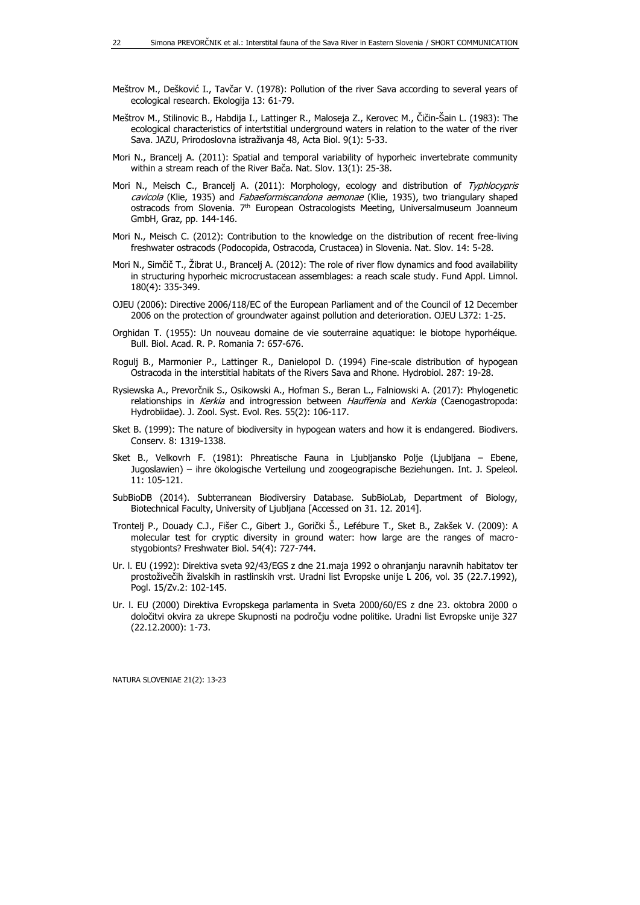Meštrov M., Dešković I., Tavčar V. (1978): Pollution of the river Sava according to several years of ecological research. Ekologija 13: 61-79.

Meštrov M., Stilinovic B., Habdija I., Lattinger R., Maloseja Z., Kerovec M., Čičin-Šain L. (1983): The ecological characteristics of intertstitial underground waters in relation to the water of the river Sava. JAZU, Prirodoslovna istraživanja 48, Acta Biol. 9(1): 5-33.

Mori N., Brancelj A. (2011): Spatial and temporal variability of hyporheic invertebrate community within a stream reach of the River Bača. Nat. Slov. 13(1): 25-38.

Mori N., Meisch C., Brancelj A. (2011): Morphology, ecology and distribution of *Typhlocypris cavicola* (Klie, 1935) and *Fabaeformiscandona aemonae* (Klie, 1935), two triangulary shaped ostracods from Slovenia. 7th European Ostracologists Meeting, Universalmuseum Joanneum GmbH, Graz, pp. 144-146.

Mori N., Meisch C. (2012): Contribution to the knowledge on the distribution of recent free-living freshwater ostracods (Podocopida, Ostracoda, Crustacea) in Slovenia. Nat. Slov. 14: 5-28.

Mori N., Simčič T., Žibrat U., Brancelj A. (2012): The role of river flow dynamics and food availability in structuring hyporheic microcrustacean assemblages: a reach scale study. Fund Appl. Limnol. 180(4): 335-349.

OJEU (2006): Directive 2006/118/EC of the European Parliament and of the Council of 12 December 2006 on the protection of groundwater against pollution and deterioration. OJEU L372: 1-25.

Orghidan T. (1955): Un nouveau domaine de vie souterraine aquatique: le biotope hyporhéique. Bull. Biol. Acad. R. P. Romania 7: 657-676.

Rogulj B., Marmonier P., Lattinger R., Danielopol D. (1994) Fine-scale distribution of hypogean Ostracoda in the interstitial habitats of the Rivers Sava and Rhone. Hydrobiol. 287: 19-28.

Rysiewska A., Prevorčnik S., Osikowski A., Hofman S., Beran L., Falniowski A. (2017): Phylogenetic relationships in *Kerkia* and introgression between *Hauffenia* and *Kerkia* (Caenogastropoda: Hydrobiidae). J. Zool. Syst. Evol. Res. 55(2): 106-117.

Sket B. (1999): The nature of biodiversity in hypogean waters and how it is endangered. Biodivers. Conserv. 8: 1319-1338.

Sket B., Velkovrh F. (1981): Phreatische Fauna in Ljubljansko Polje (Ljubljana – Ebene, Jugoslawien) – ihre ökologische Verteilung und zoogeograpische Beziehungen. Int. J. Speleol. 11: 105-121.

SubBioDB (2014). Subterranean Biodiversiry Database. SubBioLab, Department of Biology, Biotechnical Faculty, University of Ljubljana [Accessed on 31. 12. 2014].

Trontelj P., Douady C.J., Fišer C., Gibert J., Gorički Š., Lefébure T., Sket B., Zakšek V. (2009): A molecular test for cryptic diversity in ground water: how large are the ranges of macro-stygobionts? Freshwater Biol. 54(4): 727-744.

Ur. l. EU (1992): Direktiva sveta 92/43/EGS z dne 21.maja 1992 o ohranjanju naravnih habitatov ter prostoživečih živalskih in rastlinskih vrst. Uradni list Evropske unije L 206, vol. 35 (22.7.1992), Pogl. 15/Zv.2: 102-145.

Ur. l. EU (2000) Direktiva Evropskega parlamenta in Sveta 2000/60/ES z dne 23. oktobra 2000 o določitvi okvira za ukrepe Skupnosti na področju vodne politike. Uradni list Evropske unije 327 (22.12.2000): 1-73.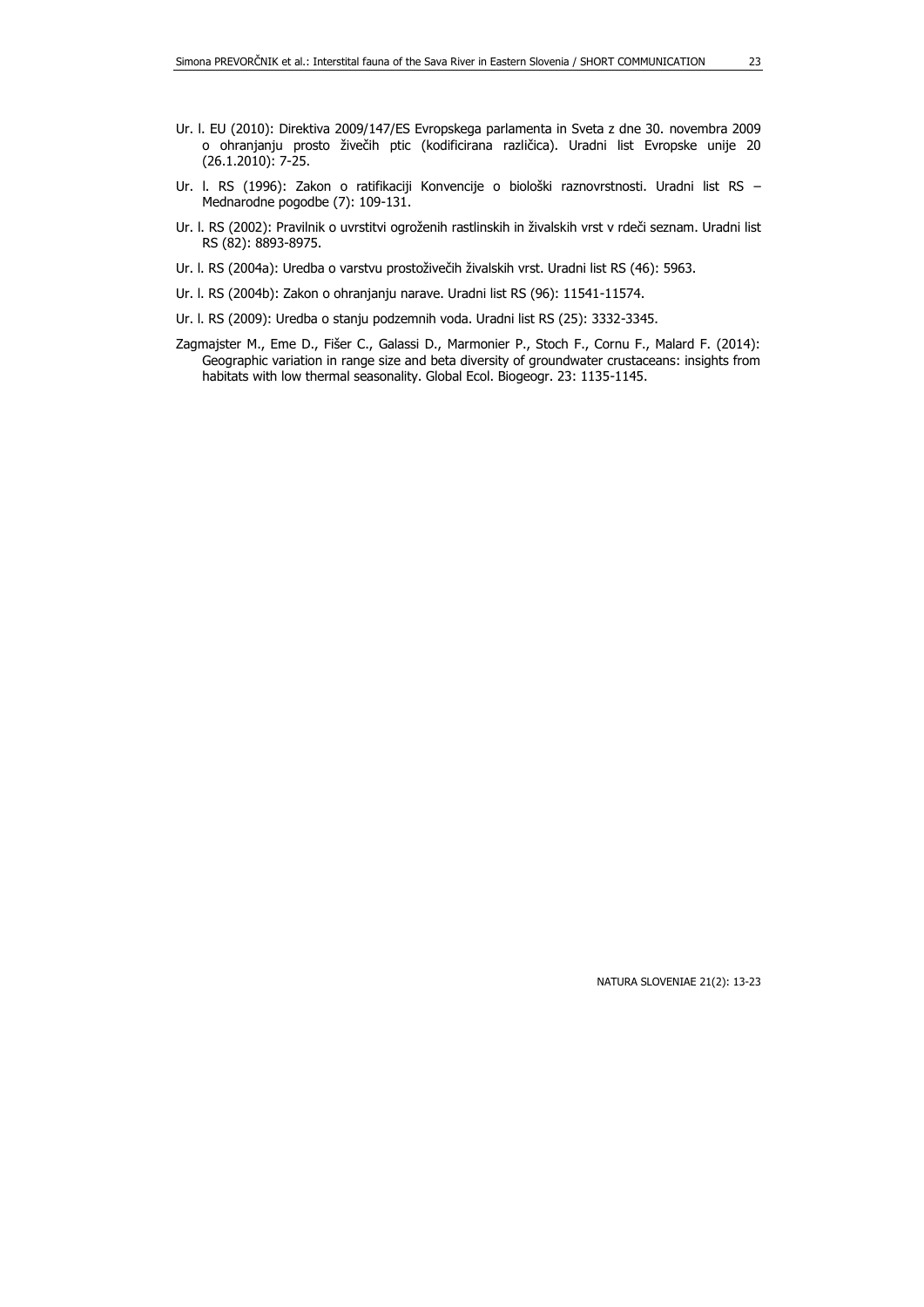Ur. l. EU (2010): Direktiva 2009/147/ES Evropskega parlamenta in Sveta z dne 30. novembra 2009 o ohranjanju prosto živečih ptic (kodificirana različica). Uradni list Evropske unije 20 (26.1.2010): 7-25.

Ur. l. RS (1996): Zakon o ratifikaciji Konvencije o biološki raznovrstnosti. Uradni list RS – Mednarodne pogodbe (7): 109-131.

Ur. l. RS (2002): Pravilnik o uvrstitvi ogroženih rastlinskih in živalskih vrst v rdeči seznam. Uradni list RS (82): 8893-8975.

Ur. l. RS (2004a): Uredba o varstvu prostoživečih živalskih vrst. Uradni list RS (46): 5963.

Ur. l. RS (2004b): Zakon o ohranjanju narave. Uradni list RS (96): 11541-11574.

Ur. l. RS (2009): Uredba o stanju podzemnih voda. Uradni list RS (25): 3332-3345.

Zagmajster M., Eme D., Fišer C., Galassi D., Marmonier P., Stoch F., Cornu F., Malard F. (2014): Geographic variation in range size and beta diversity of groundwater crustaceans: insights from habitats with low thermal seasonality. Global Ecol. Biogeogr. 23: 1135-1145.